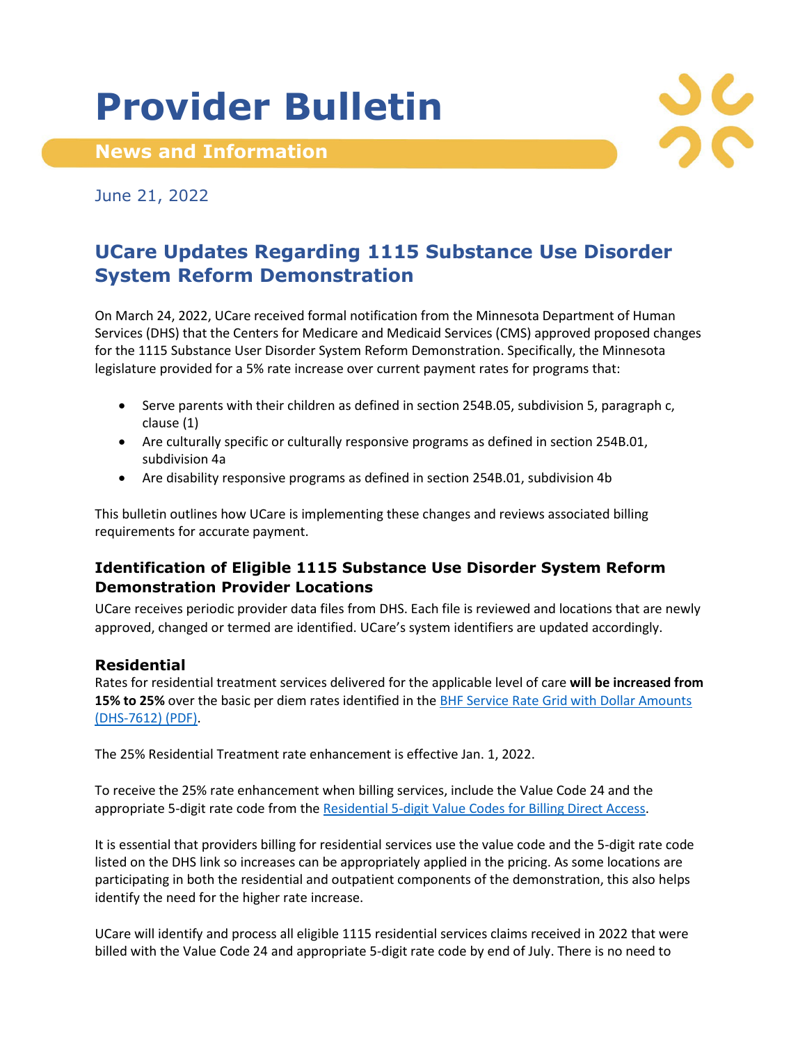# Provider Bulletin

## News and Information

June 21, 2022

## UCare Updates Regarding 1115 Substance Use Disorder System Reform Demonstration

On March 24, 2022, UCare received formal notification from the Minnesota Department of Human Services (DHS) that the Centers for Medicare and Medicaid Services (CMS) approved proposed changes for the 1115 Substance User Disorder System Reform Demonstration. Specifically, the Minnesota legislature provided for a 5% rate increase over current payment rates for programs that:

- Serve parents with their children as defined in section 254B.05, subdivision 5, paragraph c, clause (1)
- Are culturally specific or culturally responsive programs as defined in section 254B.01, subdivision 4a
- Are disability responsive programs as defined in section 254B.01, subdivision 4b

This bulletin outlines how UCare is implementing these changes and reviews associated billing requirements for accurate payment.

### Identification of Eligible 1115 Substance Use Disorder System Reform Demonstration Provider Locations

UCare receives periodic provider data files from DHS. Each file is reviewed and locations that are newly approved, changed or termed are identified. UCare's system identifiers are updated accordingly.

### Residential

Rates for residential treatment services delivered for the applicable level of care **will be increased from 15% to 25%** over the basic per diem rates identified in the [BHF Service Rate Grid with Dollar Amounts (DHS-7612) (PDF)](BHF Service Rate Grid with Dollar Amounts (DHS-7612) (PDF)).

The 25% Residential Treatment rate enhancement is effective Jan. 1, 2022.

To receive the 25% rate enhancement when billing services, include the Value Code 24 and the appropriate 5-digit rate code from the [Residential 5-digit Value Codes for Billing Direct Access](Residential 5-digit Value Codes for Billing Direct Access).

It is essential that providers billing for residential services use the value code and the 5-digit rate code listed on the DHS link so increases can be appropriately applied in the pricing. As some locations are participating in both the residential and outpatient components of the demonstration, this also helps identify the need for the higher rate increase.

UCare will identify and process all eligible 1115 residential services claims received in 2022 that were billed with the Value Code 24 and appropriate 5-digit rate code by end of July. There is no need to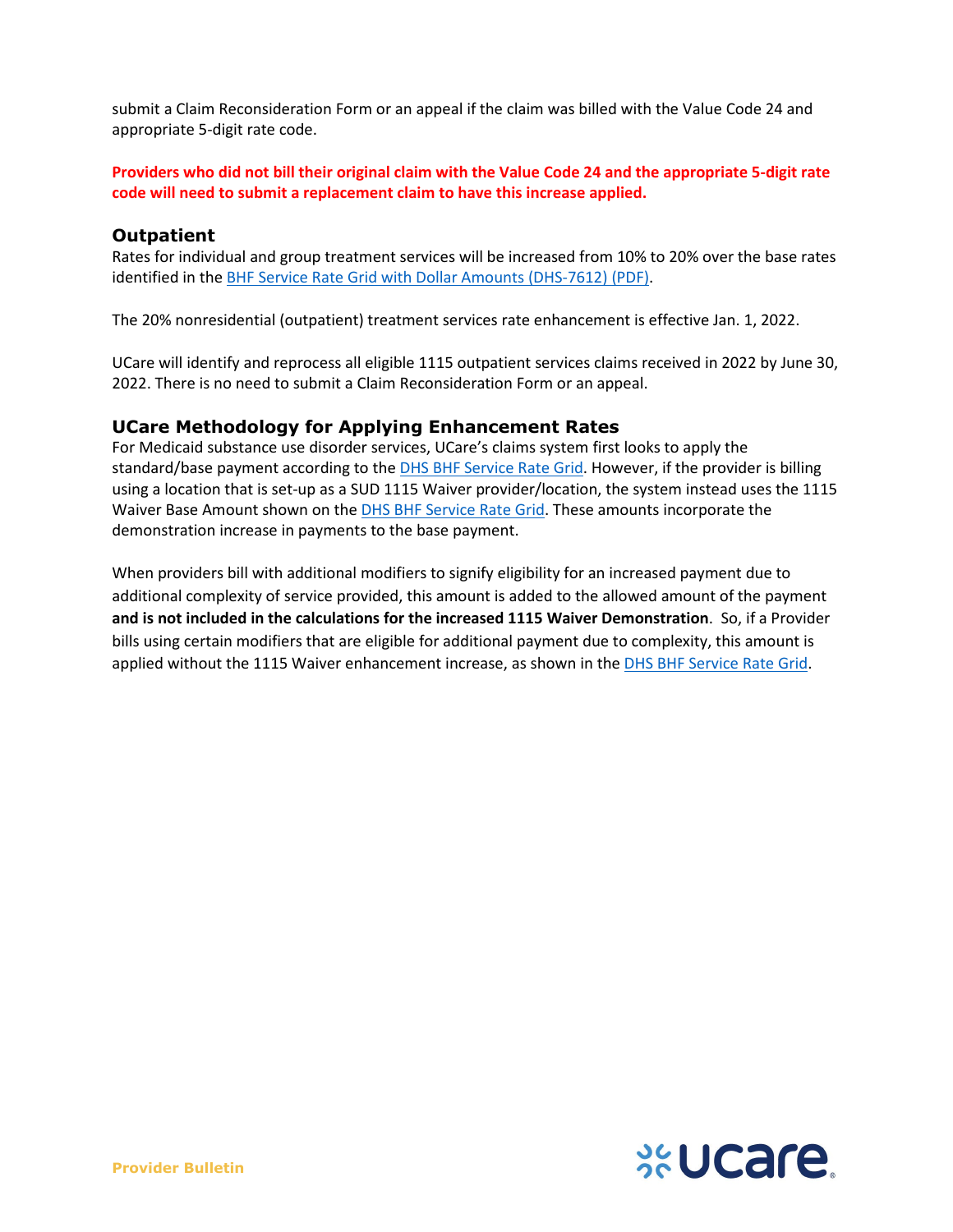submit a Claim Reconsideration Form or an appeal if the claim was billed with the Value Code 24 and appropriate 5-digit rate code.

**Providers who did not bill their original claim with the Value Code 24 and the appropriate 5-digit rate code will need to submit a replacement claim to have this increase applied.**

### Outpatient

Rates for individual and group treatment services will be increased from 10% to 20% over the base rates identified in the BHF Service Rate Grid with Dollar Amounts (DHS-7612) (PDF).

The 20% nonresidential (outpatient) treatment services rate enhancement is effective Jan. 1, 2022.

UCare will identify and reprocess all eligible 1115 outpatient services claims received in 2022 by June 30, 2022. There is no need to submit a Claim Reconsideration Form or an appeal.

### UCare Methodology for Applying Enhancement Rates

For Medicaid substance use disorder services, UCare's claims system first looks to apply the standard/base payment according to the DHS BHF Service Rate Grid. However, if the provider is billing using a location that is set-up as a SUD 1115 Waiver provider/location, the system instead uses the 1115 Waiver Base Amount shown on the DHS BHF Service Rate Grid. These amounts incorporate the demonstration increase in payments to the base payment.

When providers bill with additional modifiers to signify eligibility for an increased payment due to additional complexity of service provided, this amount is added to the allowed amount of the payment **and is not included in the calculations for the increased 1115 Waiver Demonstration**. So, if a Provider bills using certain modifiers that are eligible for additional payment due to complexity, this amount is applied without the 1115 Waiver enhancement increase, as shown in the DHS BHF Service Rate Grid.